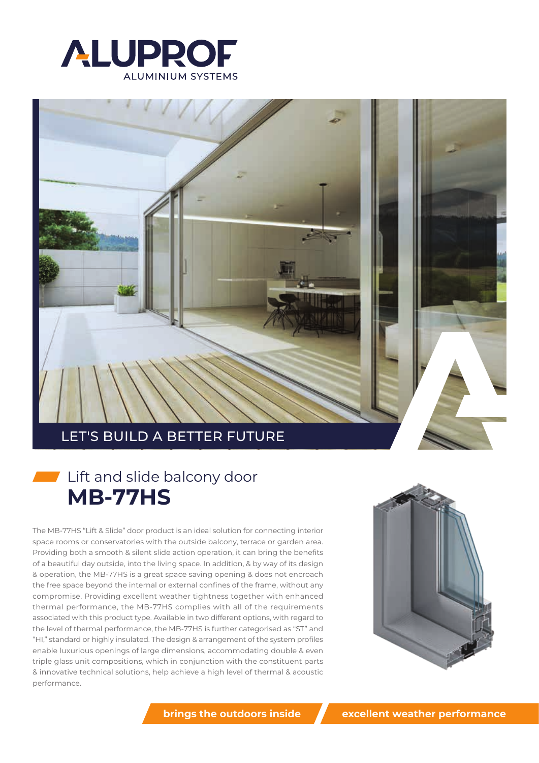ALUPROF
ALUMINIUM SYSTEMS

LET'S BUILD A BETTER FUTURE

# Lift and slide balcony door
# **MB-77HS**

The MB-77HS "Lift & Slide" door product is an ideal solution for connecting interior space rooms or conservatories with the outside balcony, terrace or garden area. Providing both a smooth & silent slide action operation, it can bring the benefits of a beautiful day outside, into the living space. In addition, & by way of its design & operation, the MB-77HS is a great space saving opening & does not encroach the free space beyond the internal or external confines of the frame, without any compromise. Providing excellent weather tightness together with enhanced thermal performance, the MB-77HS complies with all of the requirements associated with this product type. Available in two different options, with regard to the level of thermal performance, the MB-77HS is further categorised as "ST" and "HI," standard or highly insulated. The design & arrangement of the system profiles enable luxurious openings of large dimensions, accommodating double & even triple glass unit compositions, which in conjunction with the constituent parts & innovative technical solutions, help achieve a high level of thermal & acoustic performance.

**brings the outdoors inside** | **excellent weather performance**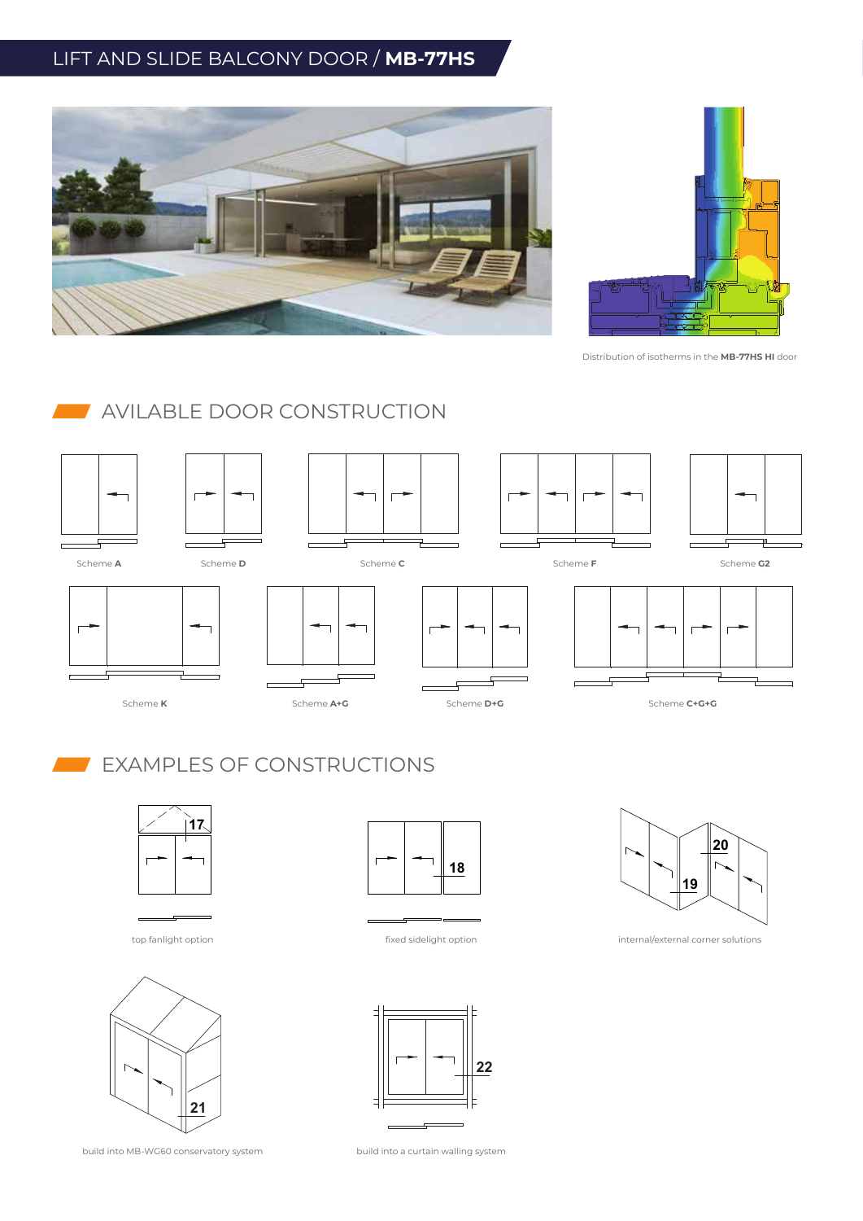# LIFT AND SLIDE BALCONY DOOR / **MB-77HS**

Distribution of isotherms in the **MB-77HS HI** door

## AVILABLE DOOR CONSTRUCTION

Scheme **A**

Scheme **D**

Scheme **C**

Scheme **F**

Scheme **G2**

Scheme **K**

Scheme **A+G**

Scheme **D+G**

Scheme **C+G+G**

## EXAMPLES OF CONSTRUCTIONS

17

top fanlight option

18

fixed sidelight option

20

19

internal/external corner solutions

21

build into MB-WG60 conservatory system

22

build into a curtain walling system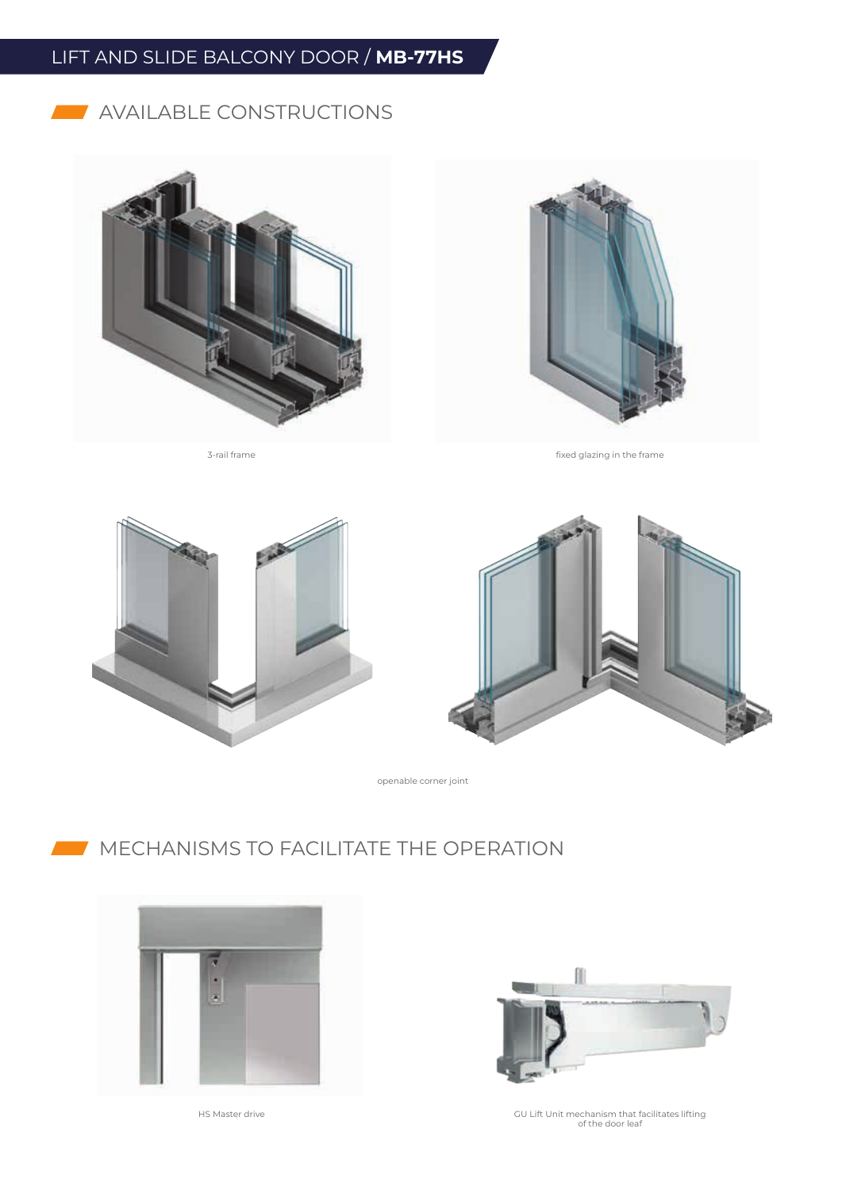# LIFT AND SLIDE BALCONY DOOR / **MB-77HS**

## AVAILABLE CONSTRUCTIONS

3-rail frame

fixed glazing in the frame

openable corner joint

## MECHANISMS TO FACILITATE THE OPERATION

HS Master drive

GU Lift Unit mechanism that facilitates lifting of the door leaf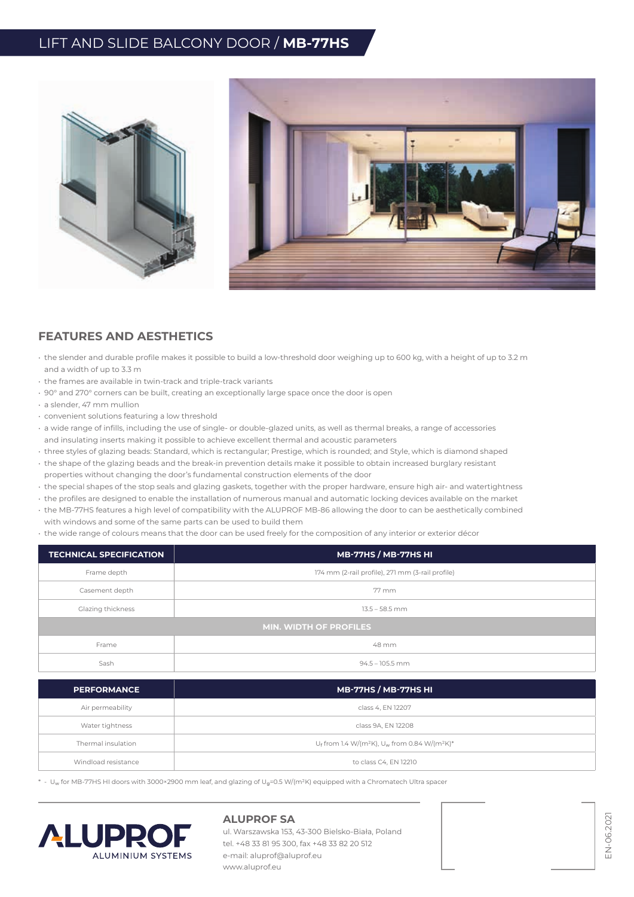# LIFT AND SLIDE BALCONY DOOR / **MB-77HS**

## FEATURES AND AESTHETICS

- the slender and durable profile makes it possible to build a low-threshold door weighing up to 600 kg, with a height of up to 3.2 m and a width of up to 3.3 m
- the frames are available in twin-track and triple-track variants
- 90° and 270° corners can be built, creating an exceptionally large space once the door is open
- a slender, 47 mm mullion
- convenient solutions featuring a low threshold
- a wide range of infills, including the use of single- or double-glazed units, as well as thermal breaks, a range of accessories and insulating inserts making it possible to achieve excellent thermal and acoustic parameters
- three styles of glazing beads: Standard, which is rectangular; Prestige, which is rounded; and Style, which is diamond shaped
- the shape of the glazing beads and the break-in prevention details make it possible to obtain increased burglary resistant properties without changing the door's fundamental construction elements of the door
- the special shapes of the stop seals and glazing gaskets, together with the proper hardware, ensure high air- and watertightness
- the profiles are designed to enable the installation of numerous manual and automatic locking devices available on the market
- the MB-77HS features a high level of compatibility with the ALUPROF MB-86 allowing the door to can be aesthetically combined with windows and some of the same parts can be used to build them
- the wide range of colours means that the door can be used freely for the composition of any interior or exterior décor

| TECHNICAL SPECIFICATION | MB-77HS / MB-77HS HI |
|---|---|
| Frame depth | 174 mm (2-rail profile), 271 mm (3-rail profile) |
| Casement depth | 77 mm |
| Glazing thickness | 13.5 – 58.5 mm |
| **MIN. WIDTH OF PROFILES** | |
| Frame | 48 mm |
| Sash | 94.5 – 105.5 mm |

| PERFORMANCE | MB-77HS / MB-77HS HI |
|---|---|
| Air permeability | class 4, EN 12207 |
| Water tightness | class 9A, EN 12208 |
| Thermal insulation | $U_f$ from 1.4 W/(m²K), $U_w$ from 0.84 W/(m²K)* |
| Windload resistance | to class C4, EN 12210 |

\* - $U_w$ for MB-77HS HI doors with 3000×2900 mm leaf, and glazing of $U_g$=0.5 W/(m²K) equipped with a Chromatech Ultra spacer

ALUPROF ALUMINIUM SYSTEMS

**ALUPROF SA**
ul. Warszawska 153, 43-300 Bielsko-Biała, Poland
tel. +48 33 81 95 300, fax +48 33 82 20 512
e-mail: aluprof@aluprof.eu
www.aluprof.eu

EN-06.2021